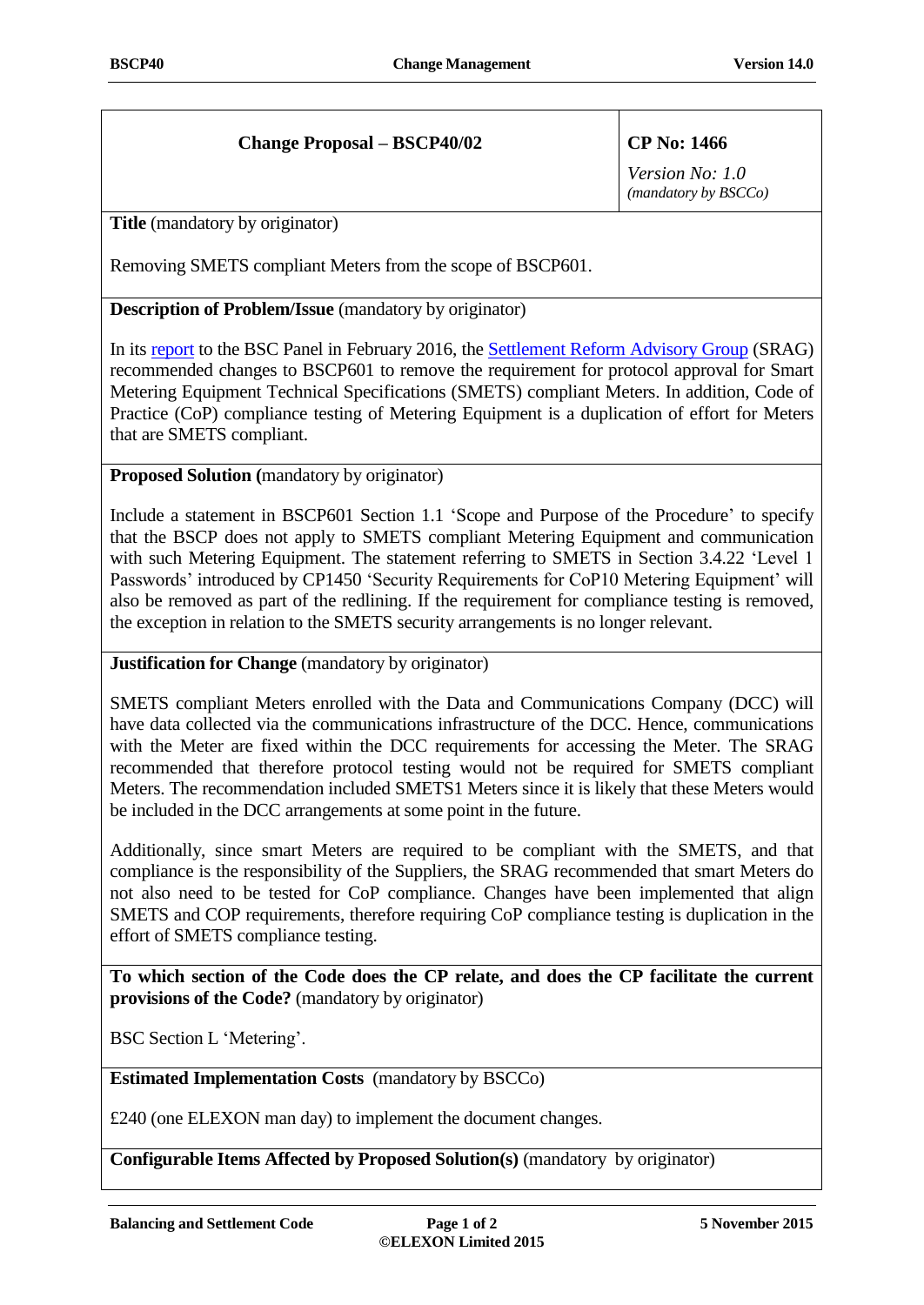| **Change Proposal – BSCP40/02** | **CP No: 1466** *Version No: 1.0* *(mandatory by BSCCo)* |
| --- | --- |

**Title** (mandatory by originator)

Removing SMETS compliant Meters from the scope of BSCP601.

**Description of Problem/Issue** (mandatory by originator)

In its report to the BSC Panel in February 2016, the Settlement Reform Advisory Group (SRAG) recommended changes to BSCP601 to remove the requirement for protocol approval for Smart Metering Equipment Technical Specifications (SMETS) compliant Meters. In addition, Code of Practice (CoP) compliance testing of Metering Equipment is a duplication of effort for Meters that are SMETS compliant.

**Proposed Solution (**mandatory by originator)

Include a statement in BSCP601 Section 1.1 'Scope and Purpose of the Procedure' to specify that the BSCP does not apply to SMETS compliant Metering Equipment and communication with such Metering Equipment. The statement referring to SMETS in Section 3.4.22 'Level 1 Passwords' introduced by CP1450 'Security Requirements for CoP10 Metering Equipment' will also be removed as part of the redlining. If the requirement for compliance testing is removed, the exception in relation to the SMETS security arrangements is no longer relevant.

**Justification for Change** (mandatory by originator)

SMETS compliant Meters enrolled with the Data and Communications Company (DCC) will have data collected via the communications infrastructure of the DCC. Hence, communications with the Meter are fixed within the DCC requirements for accessing the Meter. The SRAG recommended that therefore protocol testing would not be required for SMETS compliant Meters. The recommendation included SMETS1 Meters since it is likely that these Meters would be included in the DCC arrangements at some point in the future.

Additionally, since smart Meters are required to be compliant with the SMETS, and that compliance is the responsibility of the Suppliers, the SRAG recommended that smart Meters do not also need to be tested for CoP compliance. Changes have been implemented that align SMETS and COP requirements, therefore requiring CoP compliance testing is duplication in the effort of SMETS compliance testing.

**To which section of the Code does the CP relate, and does the CP facilitate the current provisions of the Code?** (mandatory by originator)

BSC Section L 'Metering'.

**Estimated Implementation Costs** (mandatory by BSCCo)

£240 (one ELEXON man day) to implement the document changes.

**Configurable Items Affected by Proposed Solution(s)** (mandatory by originator)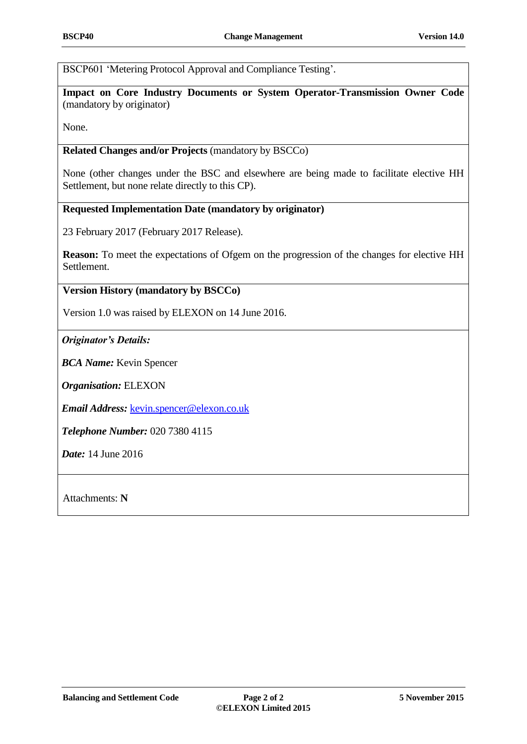BSCP601 'Metering Protocol Approval and Compliance Testing'.

**Impact on Core Industry Documents or System Operator-Transmission Owner Code** (mandatory by originator)

None.

**Related Changes and/or Projects** (mandatory by BSCCo)

None (other changes under the BSC and elsewhere are being made to facilitate elective HH Settlement, but none relate directly to this CP).

**Requested Implementation Date (mandatory by originator)**

23 February 2017 (February 2017 Release).

**Reason:** To meet the expectations of Ofgem on the progression of the changes for elective HH Settlement.

**Version History (mandatory by BSCCo)**

Version 1.0 was raised by ELEXON on 14 June 2016.

***Originator's Details:***

***BCA Name:*** Kevin Spencer

***Organisation:*** ELEXON

***Email Address:*** kevin.spencer@elexon.co.uk

***Telephone Number:*** 020 7380 4115

***Date:*** 14 June 2016

Attachments: **N**